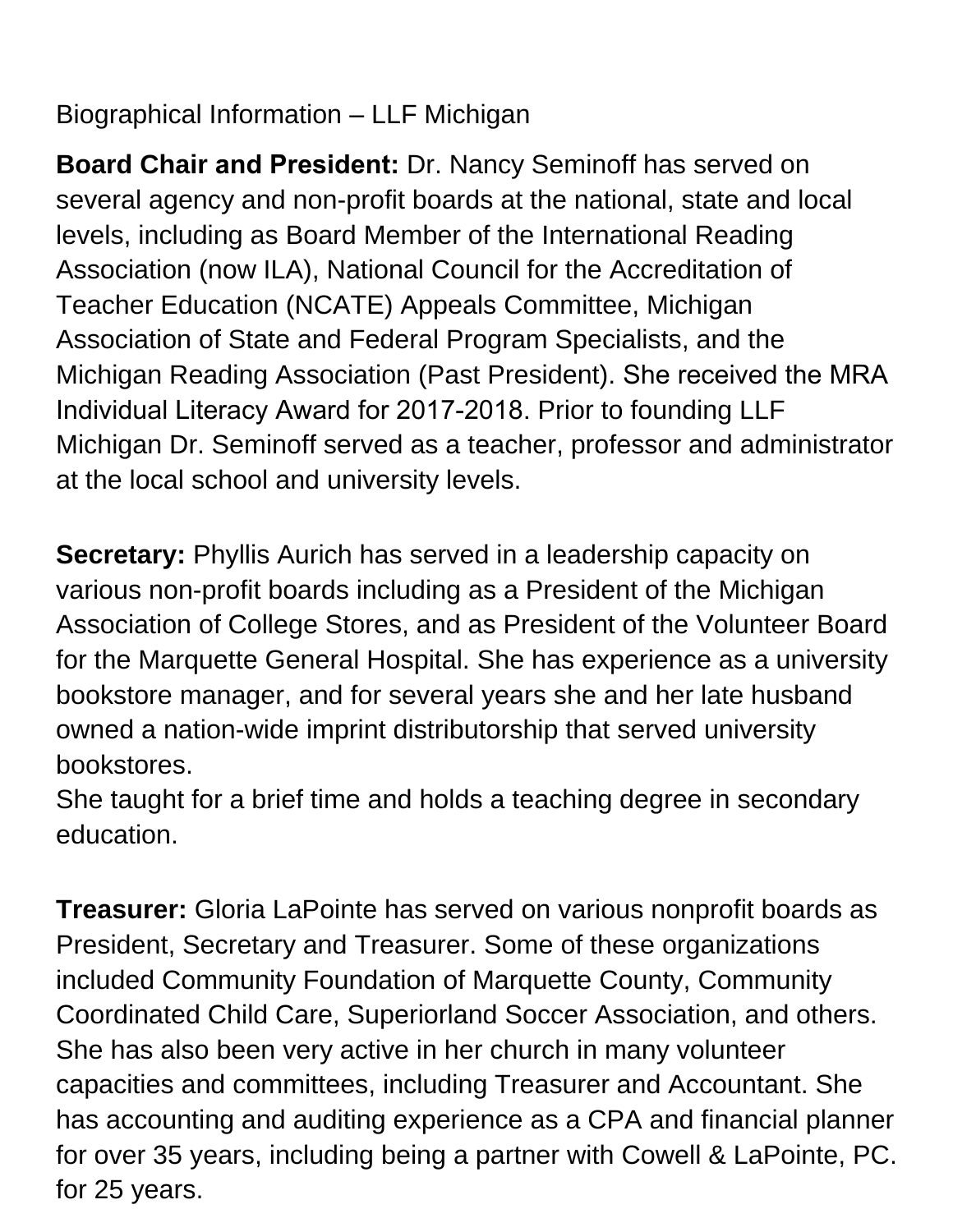Biographical Information – LLF Michigan

**Board Chair and President:** Dr. Nancy Seminoff has served on several agency and non-profit boards at the national, state and local levels, including as Board Member of the International Reading Association (now ILA), National Council for the Accreditation of Teacher Education (NCATE) Appeals Committee, Michigan Association of State and Federal Program Specialists, and the Michigan Reading Association (Past President). She received the MRA Individual Literacy Award for 2017-2018. Prior to founding LLF Michigan Dr. Seminoff served as a teacher, professor and administrator at the local school and university levels.

**Secretary:** Phyllis Aurich has served in a leadership capacity on various non-profit boards including as a President of the Michigan Association of College Stores, and as President of the Volunteer Board for the Marquette General Hospital. She has experience as a university bookstore manager, and for several years she and her late husband owned a nation-wide imprint distributorship that served university bookstores.
She taught for a brief time and holds a teaching degree in secondary education.

**Treasurer:** Gloria LaPointe has served on various nonprofit boards as President, Secretary and Treasurer. Some of these organizations included Community Foundation of Marquette County, Community Coordinated Child Care, Superiorland Soccer Association, and others. She has also been very active in her church in many volunteer capacities and committees, including Treasurer and Accountant. She has accounting and auditing experience as a CPA and financial planner for over 35 years, including being a partner with Cowell & LaPointe, PC. for 25 years.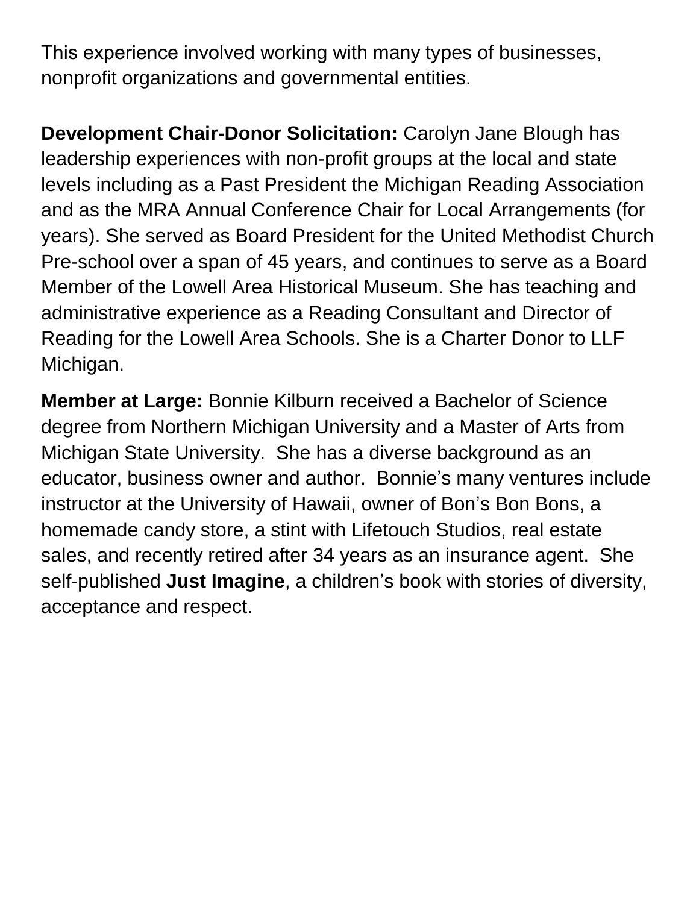This experience involved working with many types of businesses, nonprofit organizations and governmental entities.

**Development Chair-Donor Solicitation:** Carolyn Jane Blough has leadership experiences with non-profit groups at the local and state levels including as a Past President the Michigan Reading Association and as the MRA Annual Conference Chair for Local Arrangements (for years). She served as Board President for the United Methodist Church Pre-school over a span of 45 years, and continues to serve as a Board Member of the Lowell Area Historical Museum. She has teaching and administrative experience as a Reading Consultant and Director of Reading for the Lowell Area Schools. She is a Charter Donor to LLF Michigan.

**Member at Large:** Bonnie Kilburn received a Bachelor of Science degree from Northern Michigan University and a Master of Arts from Michigan State University. She has a diverse background as an educator, business owner and author. Bonnie's many ventures include instructor at the University of Hawaii, owner of Bon's Bon Bons, a homemade candy store, a stint with Lifetouch Studios, real estate sales, and recently retired after 34 years as an insurance agent. She self-published **Just Imagine**, a children's book with stories of diversity, acceptance and respect.